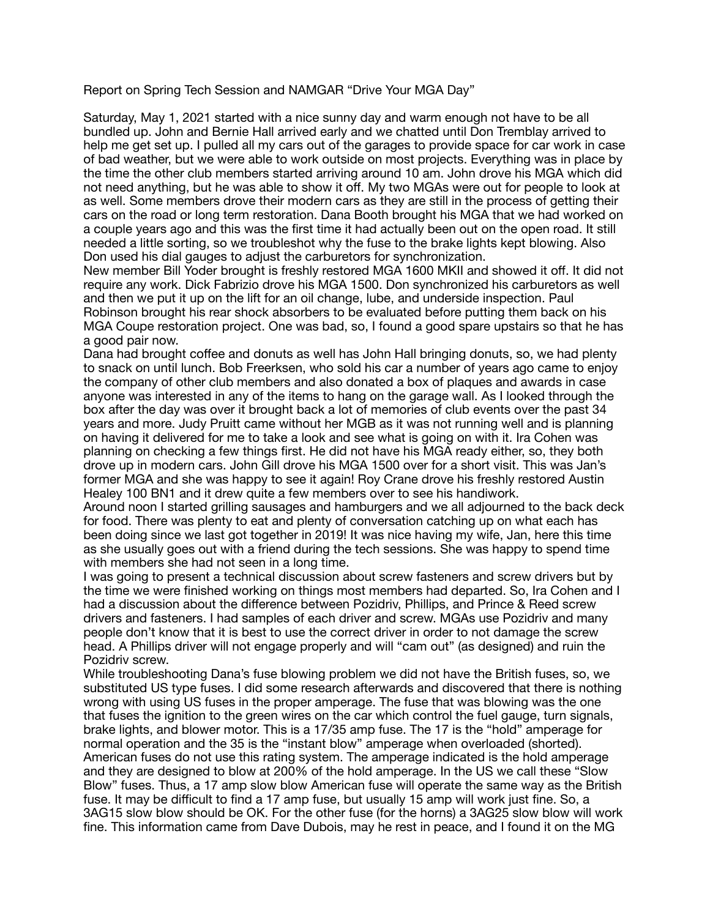Report on Spring Tech Session and NAMGAR "Drive Your MGA Day"

Saturday, May 1, 2021 started with a nice sunny day and warm enough not have to be all bundled up. John and Bernie Hall arrived early and we chatted until Don Tremblay arrived to help me get set up. I pulled all my cars out of the garages to provide space for car work in case of bad weather, but we were able to work outside on most projects. Everything was in place by the time the other club members started arriving around 10 am. John drove his MGA which did not need anything, but he was able to show it off. My two MGAs were out for people to look at as well. Some members drove their modern cars as they are still in the process of getting their cars on the road or long term restoration. Dana Booth brought his MGA that we had worked on a couple years ago and this was the first time it had actually been out on the open road. It still needed a little sorting, so we troubleshot why the fuse to the brake lights kept blowing. Also Don used his dial gauges to adjust the carburetors for synchronization.

New member Bill Yoder brought is freshly restored MGA 1600 MKII and showed it off. It did not require any work. Dick Fabrizio drove his MGA 1500. Don synchronized his carburetors as well and then we put it up on the lift for an oil change, lube, and underside inspection. Paul Robinson brought his rear shock absorbers to be evaluated before putting them back on his MGA Coupe restoration project. One was bad, so, I found a good spare upstairs so that he has a good pair now.

Dana had brought coffee and donuts as well has John Hall bringing donuts, so, we had plenty to snack on until lunch. Bob Freerksen, who sold his car a number of years ago came to enjoy the company of other club members and also donated a box of plaques and awards in case anyone was interested in any of the items to hang on the garage wall. As I looked through the box after the day was over it brought back a lot of memories of club events over the past 34 years and more. Judy Pruitt came without her MGB as it was not running well and is planning on having it delivered for me to take a look and see what is going on with it. Ira Cohen was planning on checking a few things first. He did not have his MGA ready either, so, they both drove up in modern cars. John Gill drove his MGA 1500 over for a short visit. This was Jan's former MGA and she was happy to see it again! Roy Crane drove his freshly restored Austin Healey 100 BN1 and it drew quite a few members over to see his handiwork.

Around noon I started grilling sausages and hamburgers and we all adjourned to the back deck for food. There was plenty to eat and plenty of conversation catching up on what each has been doing since we last got together in 2019! It was nice having my wife, Jan, here this time as she usually goes out with a friend during the tech sessions. She was happy to spend time with members she had not seen in a long time.

I was going to present a technical discussion about screw fasteners and screw drivers but by the time we were finished working on things most members had departed. So, Ira Cohen and I had a discussion about the difference between Pozidriv, Phillips, and Prince & Reed screw drivers and fasteners. I had samples of each driver and screw. MGAs use Pozidriv and many people don't know that it is best to use the correct driver in order to not damage the screw head. A Phillips driver will not engage properly and will "cam out" (as designed) and ruin the Pozidriv screw.

While troubleshooting Dana's fuse blowing problem we did not have the British fuses, so, we substituted US type fuses. I did some research afterwards and discovered that there is nothing wrong with using US fuses in the proper amperage. The fuse that was blowing was the one that fuses the ignition to the green wires on the car which control the fuel gauge, turn signals, brake lights, and blower motor. This is a 17/35 amp fuse. The 17 is the "hold" amperage for normal operation and the 35 is the "instant blow" amperage when overloaded (shorted). American fuses do not use this rating system. The amperage indicated is the hold amperage and they are designed to blow at 200% of the hold amperage. In the US we call these "Slow Blow" fuses. Thus, a 17 amp slow blow American fuse will operate the same way as the British fuse. It may be difficult to find a 17 amp fuse, but usually 15 amp will work just fine. So, a 3AG15 slow blow should be OK. For the other fuse (for the horns) a 3AG25 slow blow will work fine. This information came from Dave Dubois, may he rest in peace, and I found it on the MG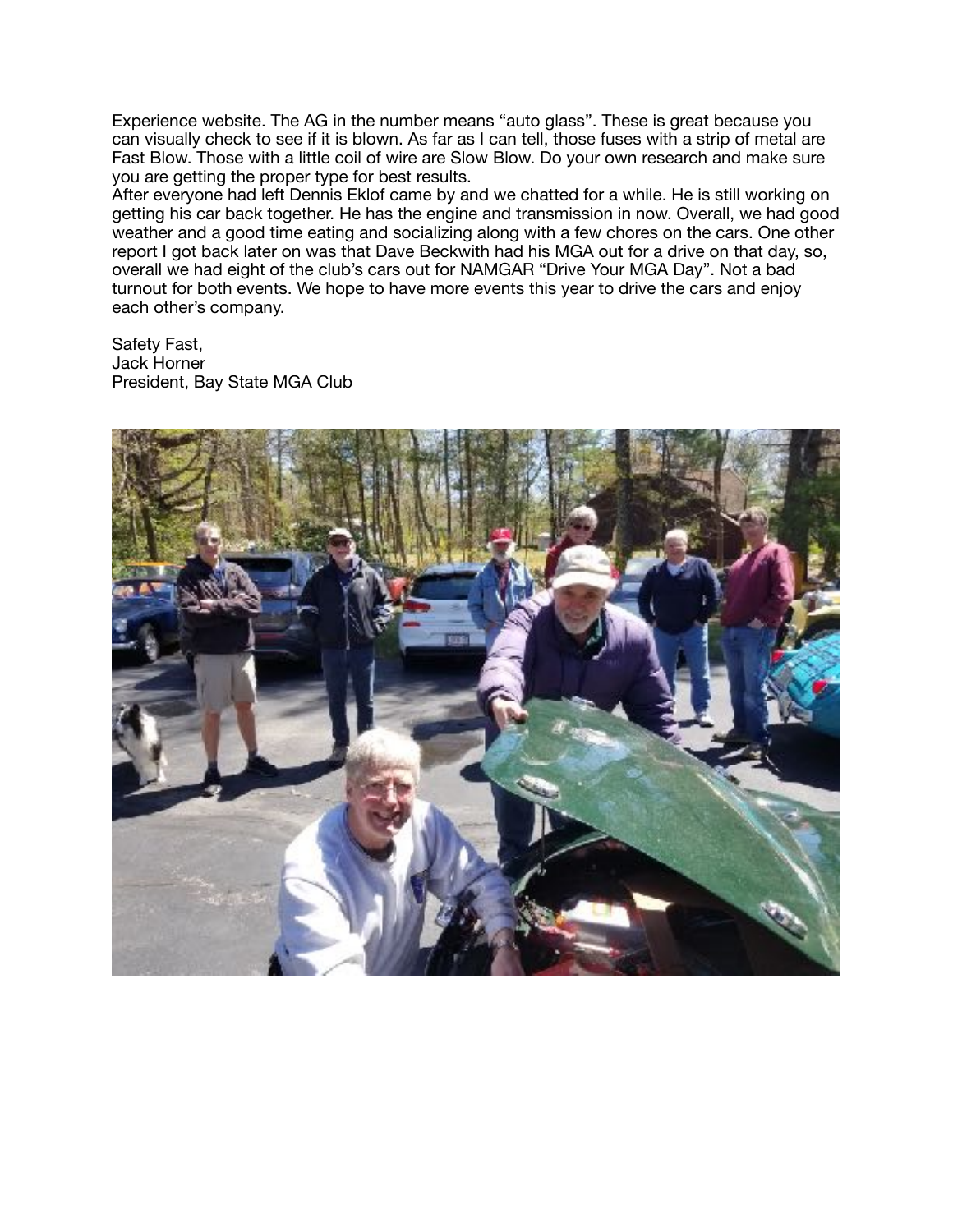Experience website. The AG in the number means “auto glass”. These is great because you can visually check to see if it is blown. As far as I can tell, those fuses with a strip of metal are Fast Blow. Those with a little coil of wire are Slow Blow. Do your own research and make sure you are getting the proper type for best results.

After everyone had left Dennis Eklof came by and we chatted for a while. He is still working on getting his car back together. He has the engine and transmission in now. Overall, we had good weather and a good time eating and socializing along with a few chores on the cars. One other report I got back later on was that Dave Beckwith had his MGA out for a drive on that day, so, overall we had eight of the club’s cars out for NAMGAR “Drive Your MGA Day”. Not a bad turnout for both events. We hope to have more events this year to drive the cars and enjoy each other’s company.

Safety Fast,  
Jack Horner  
President, Bay State MGA Club